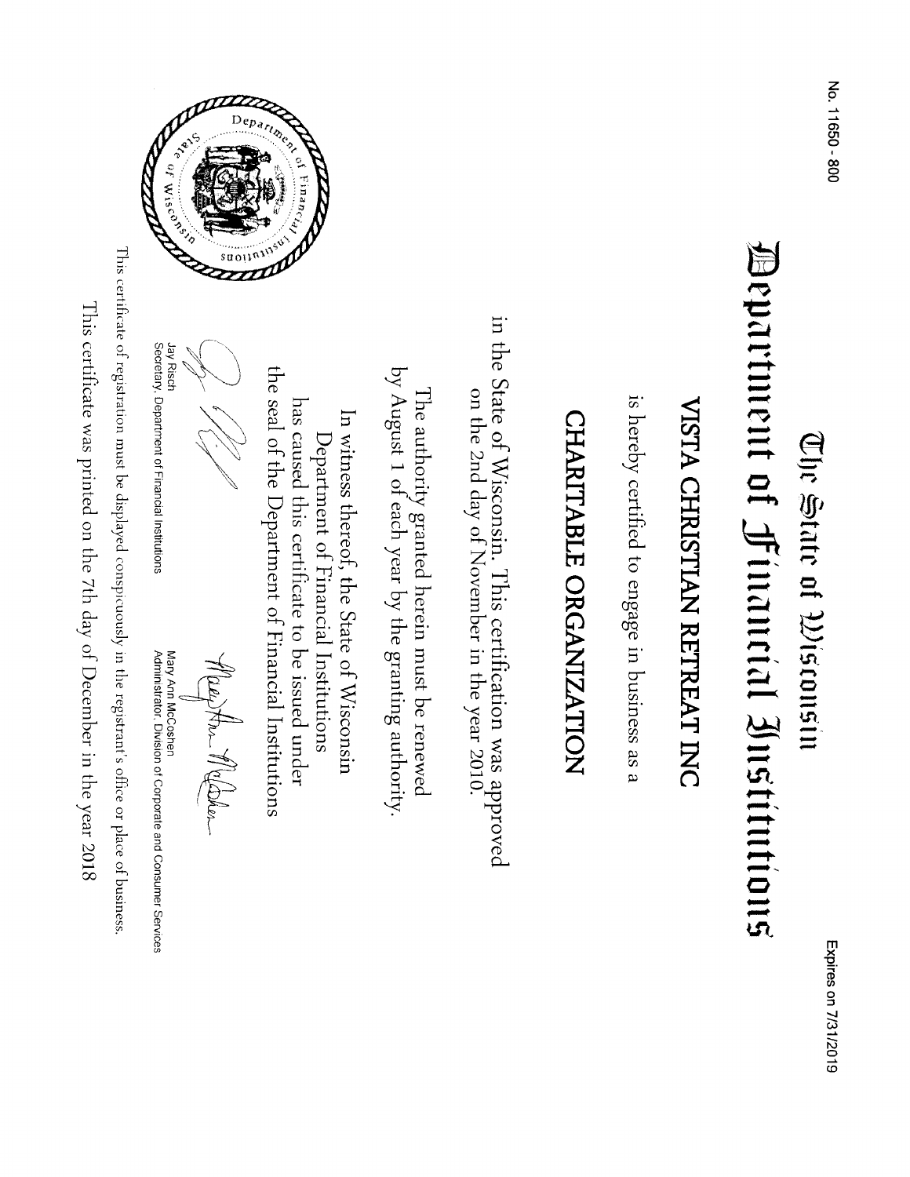No. 11650 - 800

Expires on 7/31/2019

# The State of Wisconsin
# Department of Financial Institutions

## VISTA CHRISTIAN RETREAT INC

is hereby certified to engage in business as a

## CHARTABLE ORGANIZATON

in the State of Wisconsin. This certification was approved on the 2nd day of November in the year 2010.

The authority granted herein must be renewed by August 1 of each year by the granting authority.

In witness thereof, the State of Wisconsin Department of Financial Institutions has caused this certificate to be issued under the seal of the Department of Financial Institutions

Jay Risch
Secretary, Department of Financial Institutions

Mary Ann McCoshen
Administrator, Division of Corporate and Consumer Services

This certificate of registration must be displayed conspicuously in the registrant's office or place of business.

This certificate was printed on the 7th day of December in the year 2018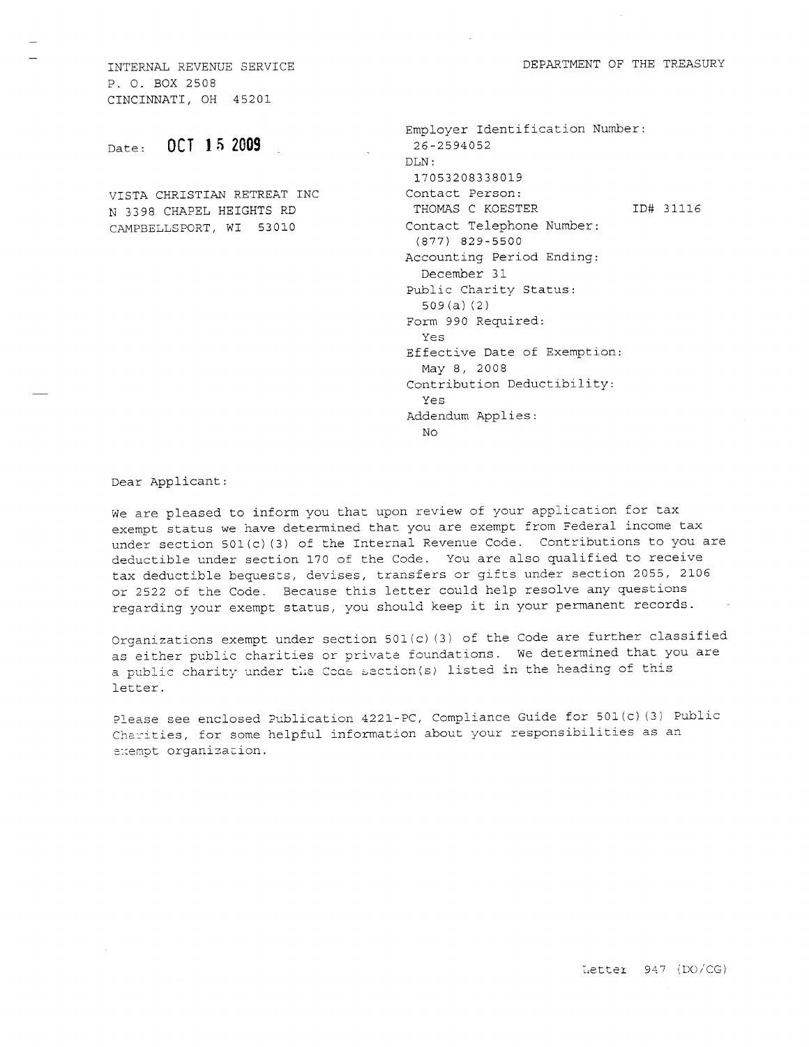INTERNAL REVENUE SERVICE
P. O. BOX 2508
CINCINNATI, OH 45201

DEPARTMENT OF THE TREASURY

Date: **OCT 15 2009**

VISTA CHRISTIAN RETREAT INC
N 3398 CHAPEL HEIGHTS RD
CAMPBELLSPORT, WI 53010

Employer Identification Number:
26-2594052
DLN:
17053208338019
Contact Person:
THOMAS C KOESTER ID# 31116
Contact Telephone Number:
(877) 829-5500
Accounting Period Ending:
December 31
Public Charity Status:
509(a)(2)
Form 990 Required:
Yes
Effective Date of Exemption:
May 8, 2008
Contribution Deductibility:
Yes
Addendum Applies:
No

Dear Applicant:

We are pleased to inform you that upon review of your application for tax exempt status we have determined that you are exempt from Federal income tax under section 501(c)(3) of the Internal Revenue Code. Contributions to you are deductible under section 170 of the Code. You are also qualified to receive tax deductible bequests, devises, transfers or gifts under section 2055, 2106 or 2522 of the Code. Because this letter could help resolve any questions regarding your exempt status, you should keep it in your permanent records.

Organizations exempt under section 501(c)(3) of the Code are further classified as either public charities or private foundations. We determined that you are a public charity under the Code section(s) listed in the heading of this letter.

Please see enclosed Publication 4221-PC, Compliance Guide for 501(c)(3) Public Charities, for some helpful information about your responsibilities as an exempt organization.

Letter 947 (DO/CG)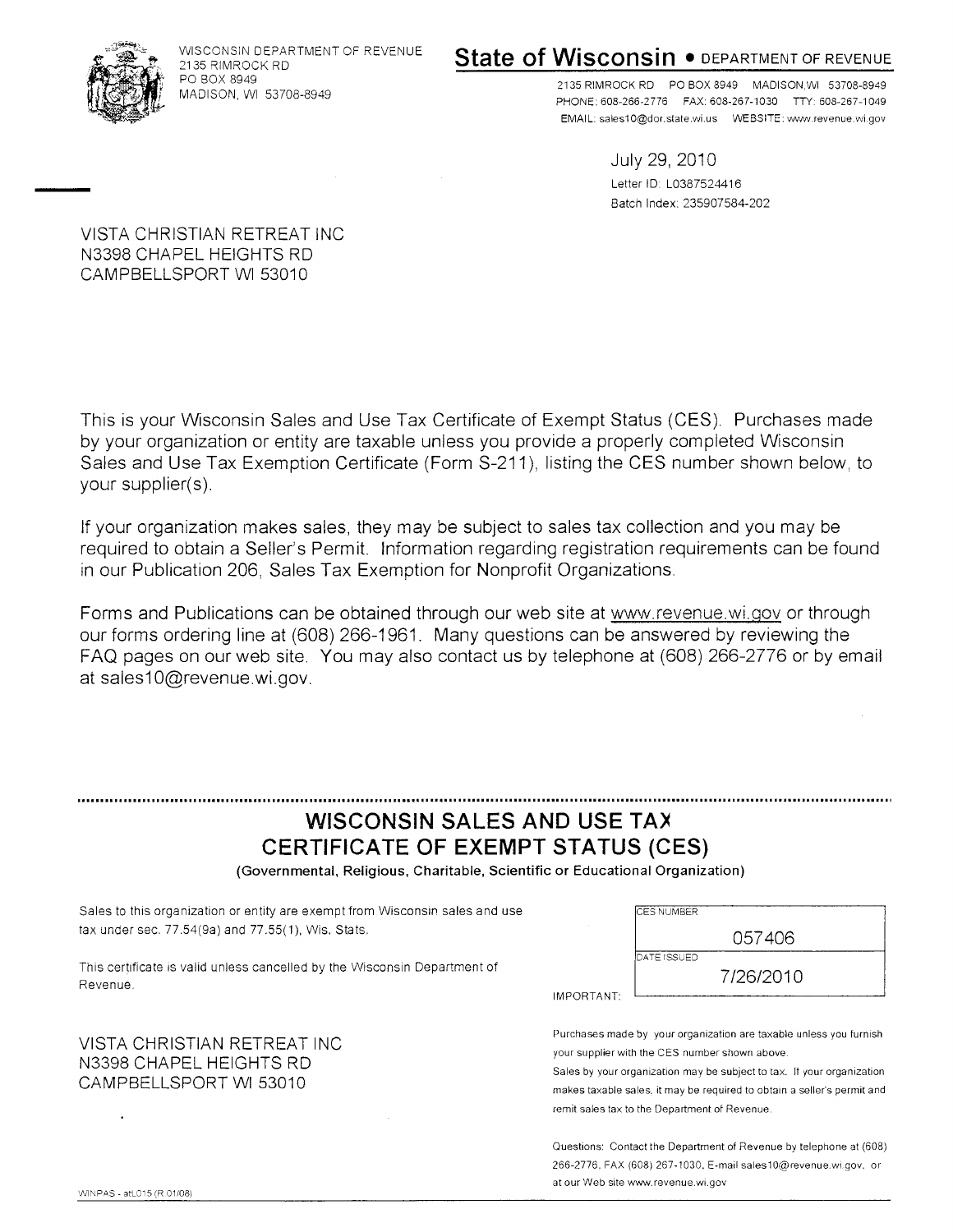WISCONSIN DEPARTMENT OF REVENUE
2135 RIMROCK RD
PO BOX 8949
MADISON, WI 53708-8949

**State of Wisconsin** • DEPARTMENT OF REVENUE

2135 RIMROCK RD PO BOX 8949 MADISON,WI 53708-8949
PHONE: 608-266-2776 FAX: 608-267-1030 TTY: 608-267-1049
EMAIL: sales10@dor.state.wi.us WEBSITE: www.revenue.wi.gov

July 29, 2010
Letter ID: L0387524416
Batch Index: 235907584-202

VISTA CHRISTIAN RETREAT INC
N3398 CHAPEL HEIGHTS RD
CAMPBELLSPORT WI 53010

This is your Wisconsin Sales and Use Tax Certificate of Exempt Status (CES). Purchases made by your organization or entity are taxable unless you provide a properly completed Wisconsin Sales and Use Tax Exemption Certificate (Form S-211), listing the CES number shown below, to your supplier(s).

If your organization makes sales, they may be subject to sales tax collection and you may be required to obtain a Seller's Permit. Information regarding registration requirements can be found in our Publication 206, Sales Tax Exemption for Nonprofit Organizations.

Forms and Publications can be obtained through our web site at www.revenue.wi.gov or through our forms ordering line at (608) 266-1961. Many questions can be answered by reviewing the FAQ pages on our web site. You may also contact us by telephone at (608) 266-2776 or by email at sales10@revenue.wi.gov.

---

## WISCONSIN SALES AND USE TAX CERTIFICATE OF EXEMPT STATUS (CES)

**(Governmental, Religious, Charitable, Scientific or Educational Organization)**

Sales to this organization or entity are exempt from Wisconsin sales and use tax under sec. 77.54(9a) and 77.55(1), Wis. Stats.

This certificate is valid unless cancelled by the Wisconsin Department of Revenue.

| CES NUMBER | 057406 |
|---|---|
| DATE ISSUED | 7/26/2010 |

VISTA CHRISTIAN RETREAT INC
N3398 CHAPEL HEIGHTS RD
CAMPBELLSPORT WI 53010

IMPORTANT:

Purchases made by your organization are taxable unless you furnish your supplier with the CES number shown above.
Sales by your organization may be subject to tax. If your organization makes taxable sales, it may be required to obtain a seller's permit and remit sales tax to the Department of Revenue.

Questions: Contact the Department of Revenue by telephone at (608) 266-2776, FAX (608) 267-1030, E-mail sales10@revenue.wi.gov, or at our Web site www.revenue.wi.gov

WINPAS - atL015 (R.01/08)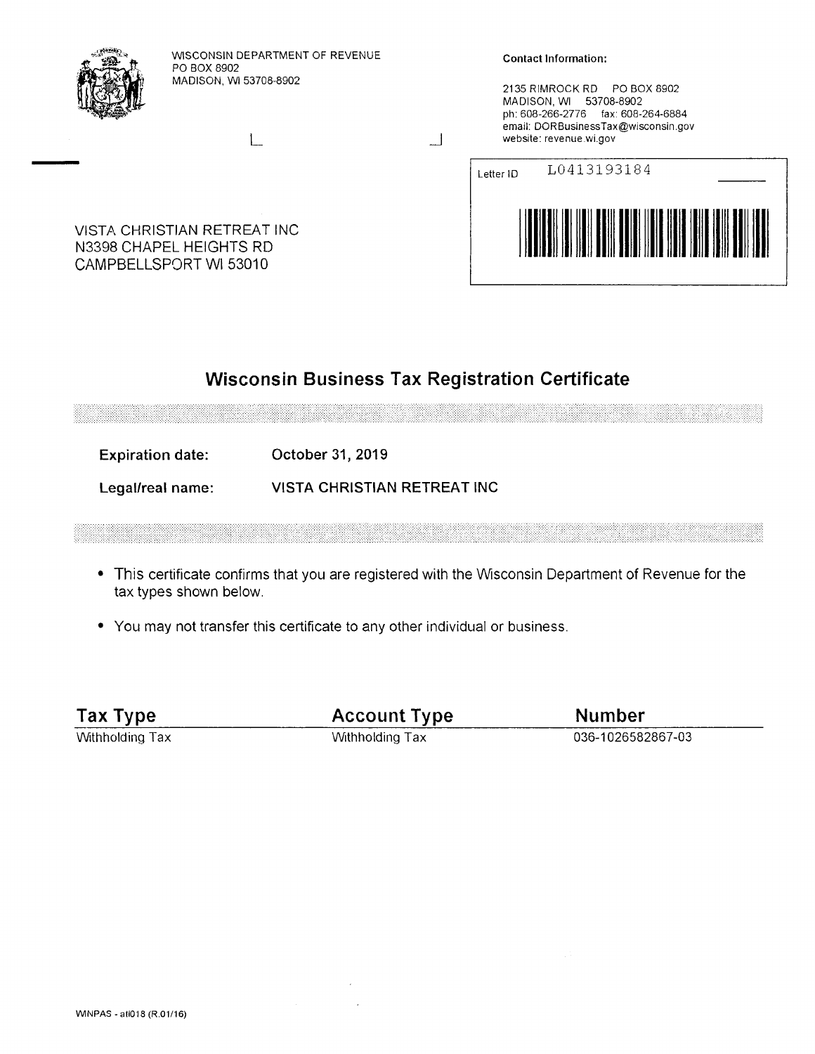WISCONSIN DEPARTMENT OF REVENUE
PO BOX 8902
MADISON, WI 53708-8902

**Contact Information:**

2135 RIMROCK RD PO BOX 8902
MADISON, WI 53708-8902
ph: 608-266-2776 fax: 608-264-6884
email: DORBusinessTax@wisconsin.gov
website: revenue.wi.gov

Letter ID L0413193184

VISTA CHRISTIAN RETREAT INC
N3398 CHAPEL HEIGHTS RD
CAMPBELLSPORT WI 53010

## Wisconsin Business Tax Registration Certificate

**Expiration date:** October 31, 2019

**Legal/real name:** VISTA CHRISTIAN RETREAT INC

- This certificate confirms that you are registered with the Wisconsin Department of Revenue for the tax types shown below.
- You may not transfer this certificate to any other individual or business.

| Tax Type | Account Type | Number |
| --- | --- | --- |
| Withholding Tax | Withholding Tax | 036-1026582867-03 |

WINPAS - atl018 (R.01/16)